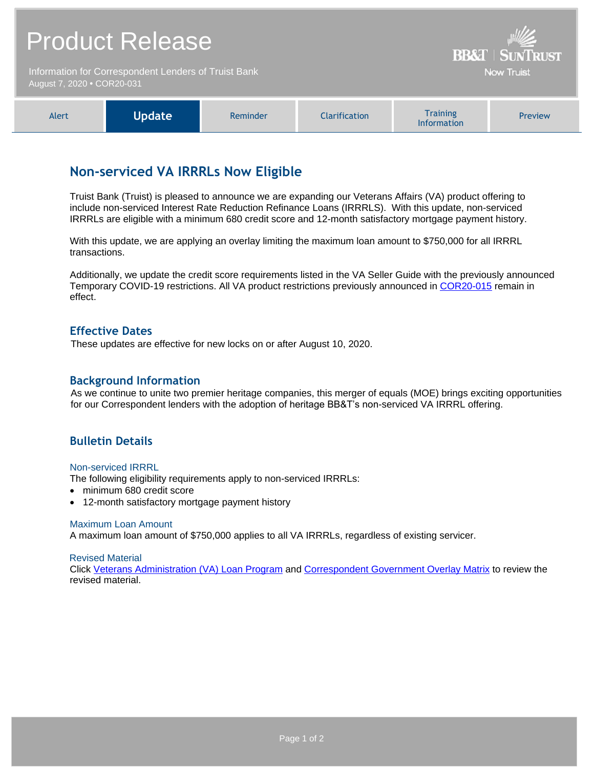# Product Release

Information for Correspondent Lenders of Truist Bank
August 7, 2020 • COR20-031

BB&T | SunTrust
Now Truist

| Alert | **Update** | Reminder | Clarification | Training Information | Preview |
|---|---|---|---|---|---|

## Non-serviced VA IRRRLs Now Eligible

Truist Bank (Truist) is pleased to announce we are expanding our Veterans Affairs (VA) product offering to include non-serviced Interest Rate Reduction Refinance Loans (IRRRLS). With this update, non-serviced IRRRLs are eligible with a minimum 680 credit score and 12-month satisfactory mortgage payment history.

With this update, we are applying an overlay limiting the maximum loan amount to $750,000 for all IRRRL transactions.

Additionally, we update the credit score requirements listed in the VA Seller Guide with the previously announced Temporary COVID-19 restrictions. All VA product restrictions previously announced in COR20-015 remain in effect.

### Effective Dates

These updates are effective for new locks on or after August 10, 2020.

### Background Information

As we continue to unite two premier heritage companies, this merger of equals (MOE) brings exciting opportunities for our Correspondent lenders with the adoption of heritage BB&T's non-serviced VA IRRRL offering.

### Bulletin Details

#### Non-serviced IRRRL

The following eligibility requirements apply to non-serviced IRRRLs:

- minimum 680 credit score
- 12-month satisfactory mortgage payment history

#### Maximum Loan Amount

A maximum loan amount of $750,000 applies to all VA IRRRLs, regardless of existing servicer.

#### Revised Material

Click Veterans Administration (VA) Loan Program and Correspondent Government Overlay Matrix to review the revised material.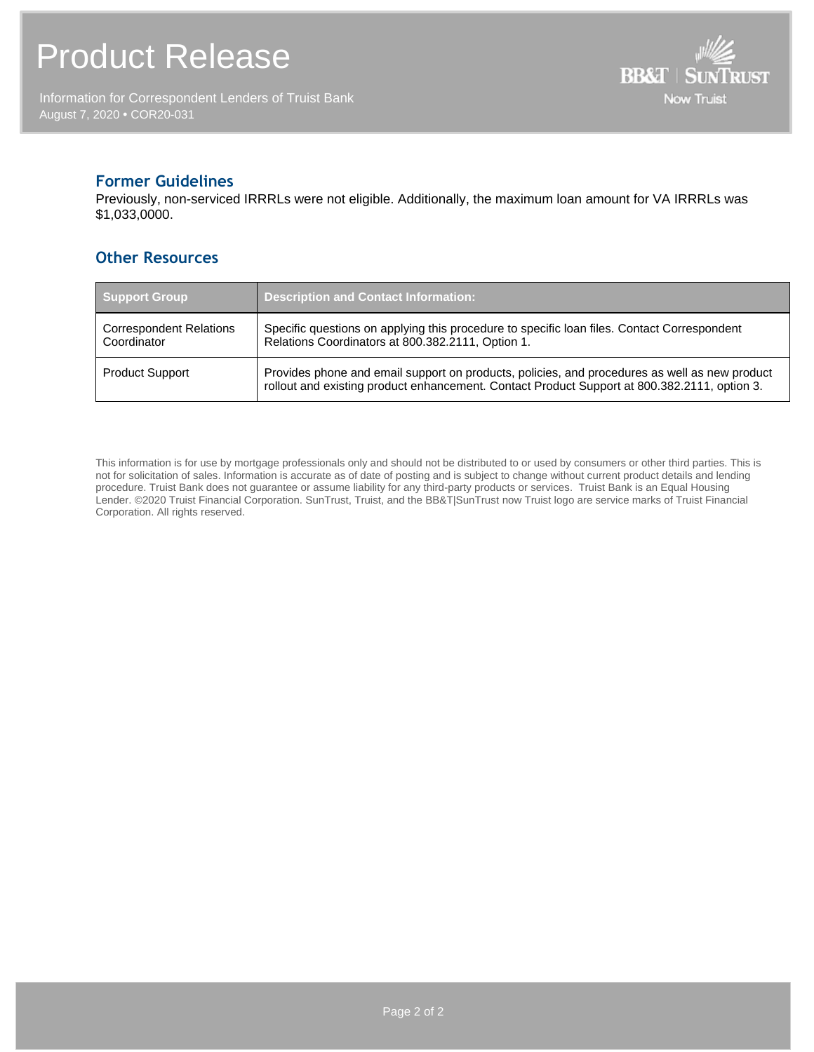## Former Guidelines

Previously, non-serviced IRRRLs were not eligible. Additionally, the maximum loan amount for VA IRRRLs was $1,033,0000.

## Other Resources

| Support Group | Description and Contact Information: |
|---|---|
| Correspondent Relations Coordinator | Specific questions on applying this procedure to specific loan files. Contact Correspondent Relations Coordinators at 800.382.2111, Option 1. |
| Product Support | Provides phone and email support on products, policies, and procedures as well as new product rollout and existing product enhancement. Contact Product Support at 800.382.2111, option 3. |

This information is for use by mortgage professionals only and should not be distributed to or used by consumers or other third parties. This is not for solicitation of sales. Information is accurate as of date of posting and is subject to change without current product details and lending procedure. Truist Bank does not guarantee or assume liability for any third-party products or services. Truist Bank is an Equal Housing Lender. ©2020 Truist Financial Corporation. SunTrust, Truist, and the BB&T|SunTrust now Truist logo are service marks of Truist Financial Corporation. All rights reserved.